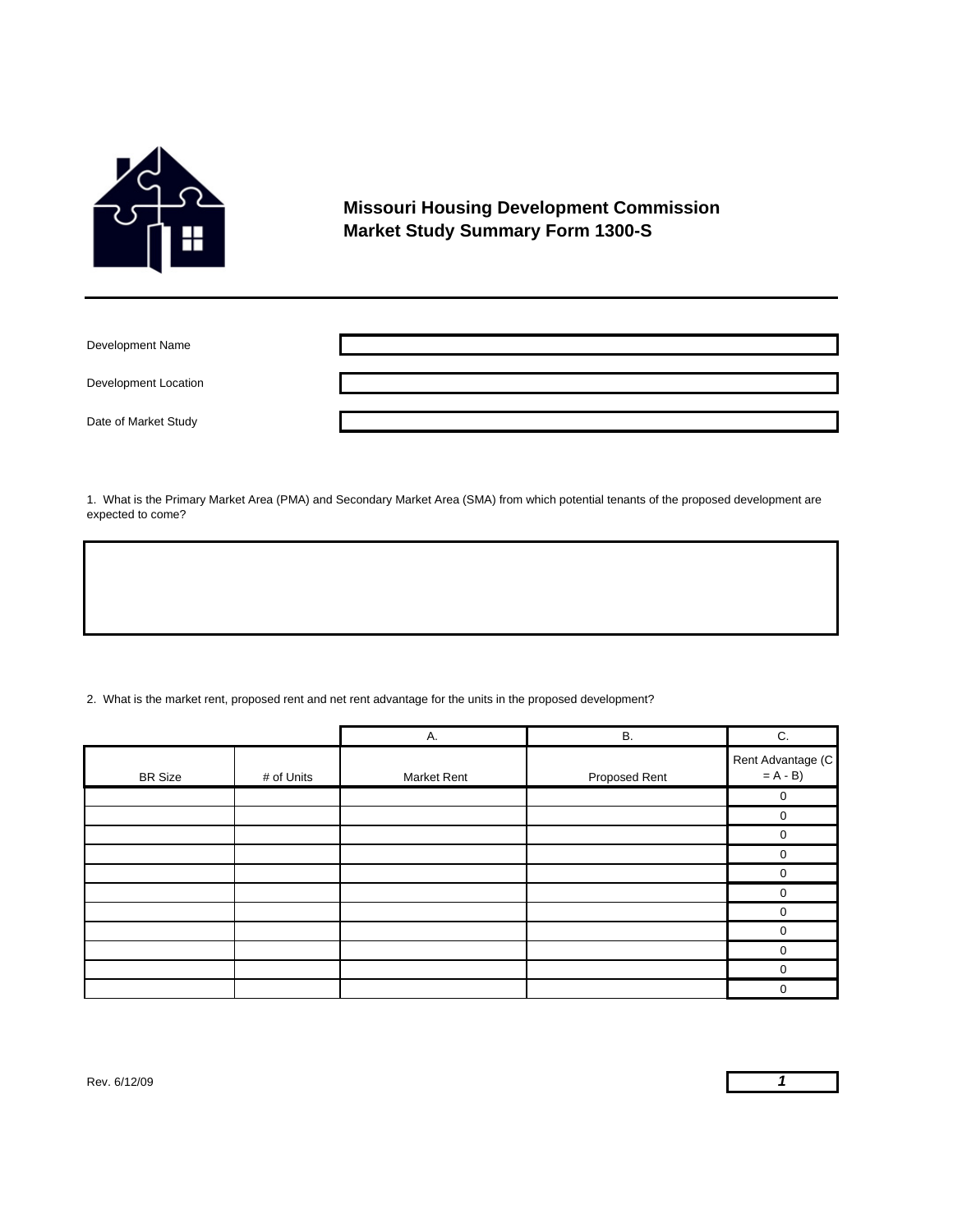# Missouri Housing Development Commission
# Market Study Summary Form 1300-S

| | |
|---|---|
| Development Name | |
| Development Location | |
| Date of Market Study | |

1. What is the Primary Market Area (PMA) and Secondary Market Area (SMA) from which potential tenants of the proposed development are expected to come?

2. What is the market rent, proposed rent and net rent advantage for the units in the proposed development?

| | | A. | B. | C. |
|---|---|---|---|---|
| BR Size | # of Units | Market Rent | Proposed Rent | Rent Advantage (C = A - B) |
| | | | | 0 |
| | | | | 0 |
| | | | | 0 |
| | | | | 0 |
| | | | | 0 |
| | | | | 0 |
| | | | | 0 |
| | | | | 0 |
| | | | | 0 |
| | | | | 0 |
| | | | | 0 |

Rev. 6/12/09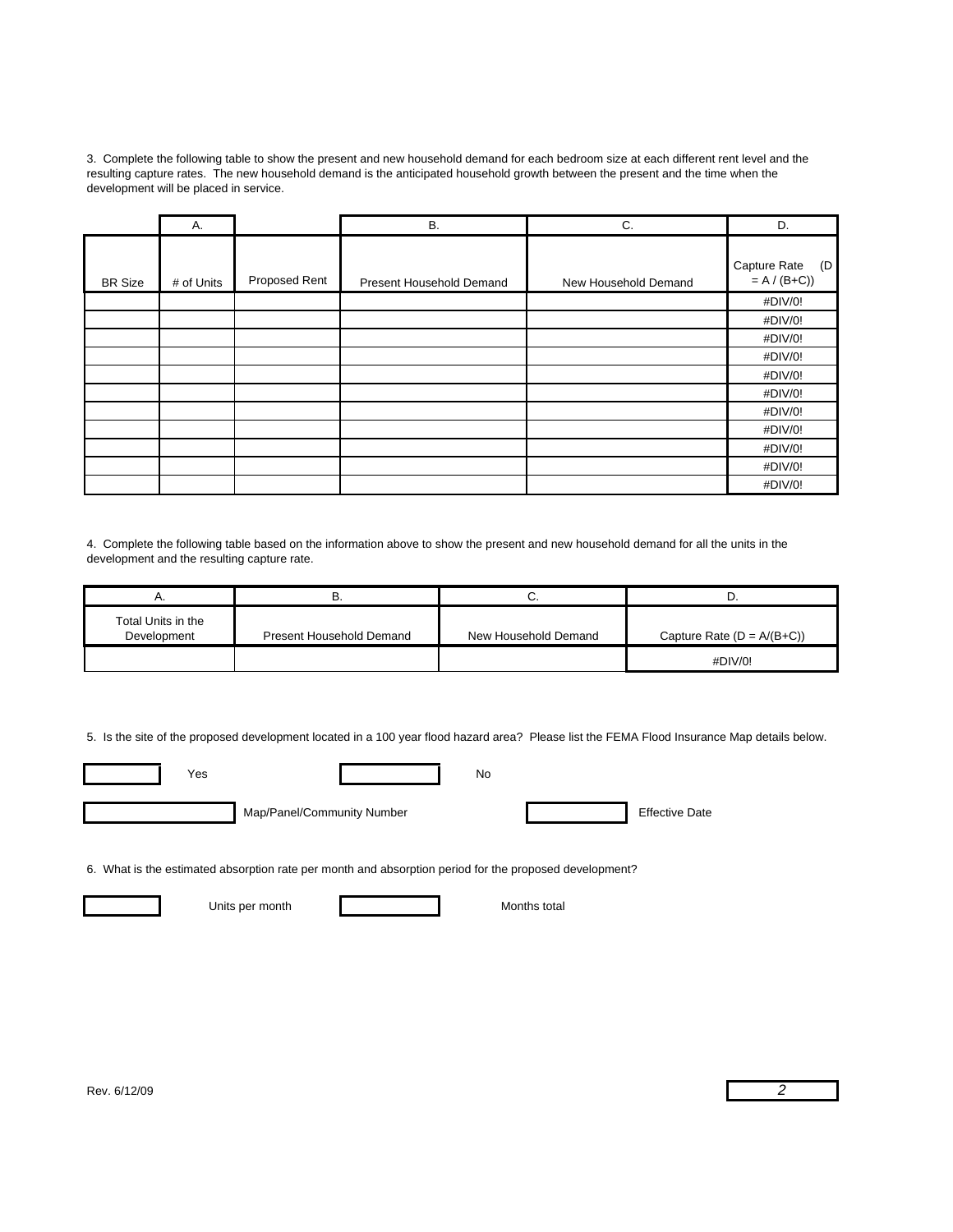3. Complete the following table to show the present and new household demand for each bedroom size at each different rent level and the resulting capture rates. The new household demand is the anticipated household growth between the present and the time when the development will be placed in service.

| | A. | | B. | C. | D. |
|---|---|---|---|---|---|
| BR Size | # of Units | Proposed Rent | Present Household Demand | New Household Demand | Capture Rate (D = A / (B+C)) |
| | | | | | #DIV/0! |
| | | | | | #DIV/0! |
| | | | | | #DIV/0! |
| | | | | | #DIV/0! |
| | | | | | #DIV/0! |
| | | | | | #DIV/0! |
| | | | | | #DIV/0! |
| | | | | | #DIV/0! |
| | | | | | #DIV/0! |
| | | | | | #DIV/0! |
| | | | | | #DIV/0! |

4. Complete the following table based on the information above to show the present and new household demand for all the units in the development and the resulting capture rate.

| A. | B. | C. | D. |
|---|---|---|---|
| Total Units in the Development | Present Household Demand | New Household Demand | Capture Rate (D = A/(B+C)) |
| | | | #DIV/0! |

5. Is the site of the proposed development located in a 100 year flood hazard area? Please list the FEMA Flood Insurance Map details below.

[ ] Yes [ ] No

[ ] Map/Panel/Community Number [ ] Effective Date

6. What is the estimated absorption rate per month and absorption period for the proposed development?

[ ] Units per month [ ] Months total

Rev. 6/12/09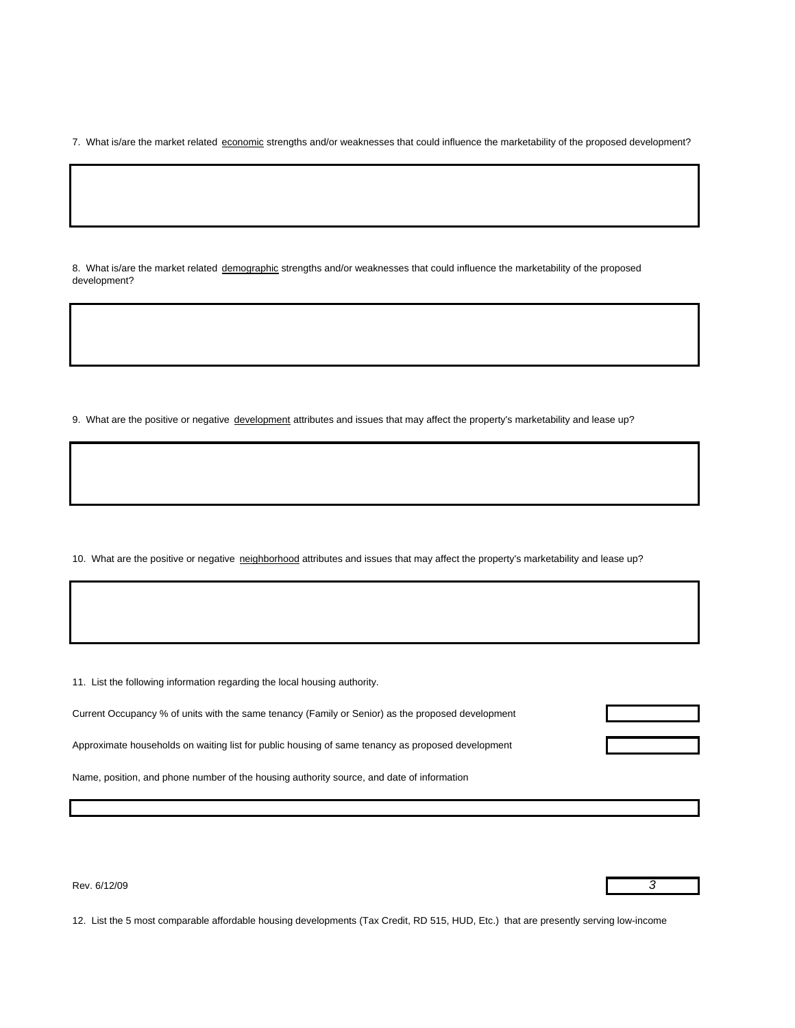7. What is/are the market related economic strengths and/or weaknesses that could influence the marketability of the proposed development?

8. What is/are the market related demographic strengths and/or weaknesses that could influence the marketability of the proposed development?

9. What are the positive or negative development attributes and issues that may affect the property's marketability and lease up?

10. What are the positive or negative neighborhood attributes and issues that may affect the property's marketability and lease up?

11. List the following information regarding the local housing authority.

Current Occupancy % of units with the same tenancy (Family or Senior) as the proposed development

Approximate households on waiting list for public housing of same tenancy as proposed development

Name, position, and phone number of the housing authority source, and date of information

Rev. 6/12/09

12. List the 5 most comparable affordable housing developments (Tax Credit, RD 515, HUD, Etc.) that are presently serving low-income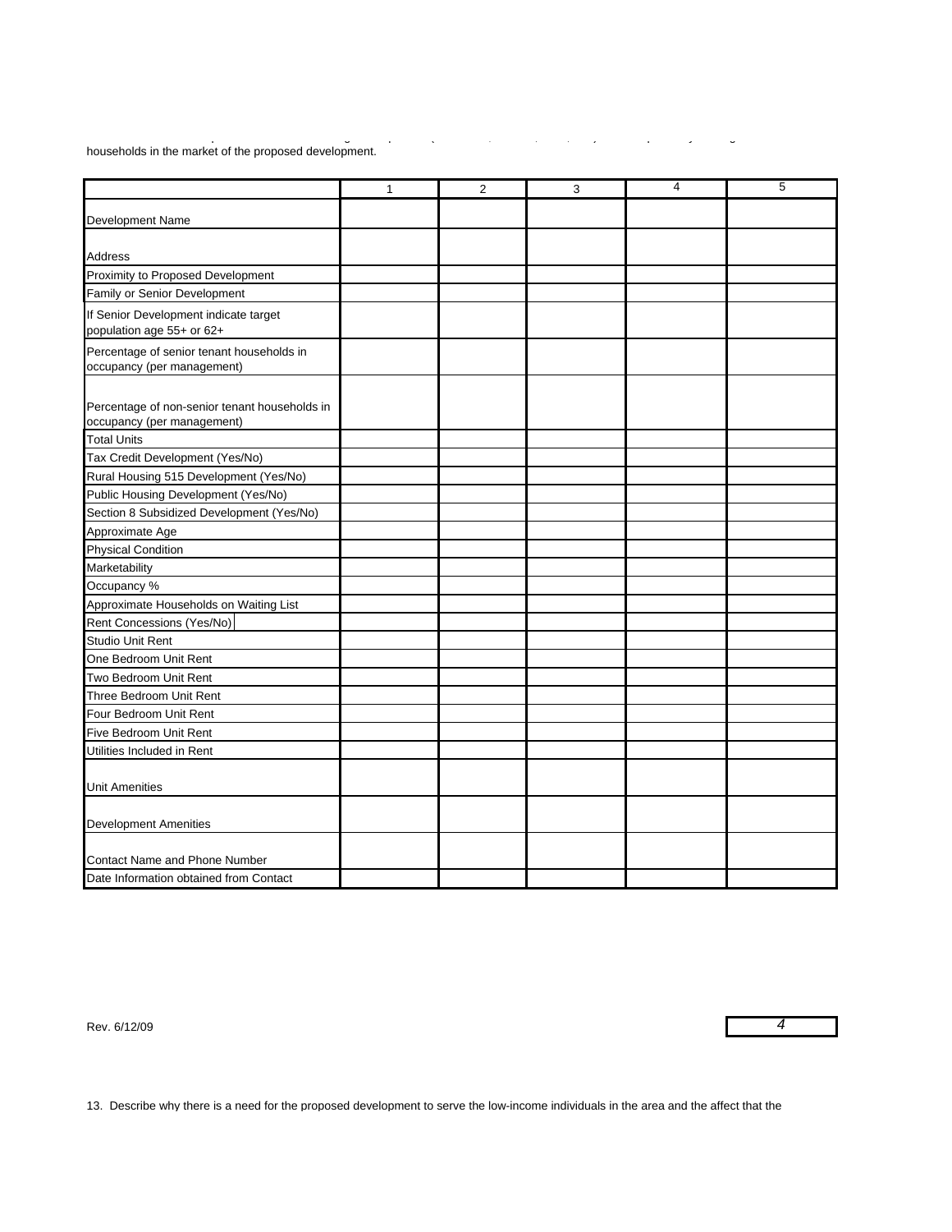households in the market of the proposed development.

| | 1 | 2 | 3 | 4 | 5 |
|---|---|---|---|---|---|
| Development Name | | | | | |
| Address | | | | | |
| Proximity to Proposed Development | | | | | |
| Family or Senior Development | | | | | |
| If Senior Development indicate target population age 55+ or 62+ | | | | | |
| Percentage of senior tenant households in occupancy (per management) | | | | | |
| Percentage of non-senior tenant households in occupancy (per management) | | | | | |
| Total Units | | | | | |
| Tax Credit Development (Yes/No) | | | | | |
| Rural Housing 515 Development (Yes/No) | | | | | |
| Public Housing Development (Yes/No) | | | | | |
| Section 8 Subsidized Development (Yes/No) | | | | | |
| Approximate Age | | | | | |
| Physical Condition | | | | | |
| Marketability | | | | | |
| Occupancy % | | | | | |
| Approximate Households on Waiting List | | | | | |
| Rent Concessions (Yes/No) | | | | | |
| Studio Unit Rent | | | | | |
| One Bedroom Unit Rent | | | | | |
| Two Bedroom Unit Rent | | | | | |
| Three Bedroom Unit Rent | | | | | |
| Four Bedroom Unit Rent | | | | | |
| Five Bedroom Unit Rent | | | | | |
| Utilities Included in Rent | | | | | |
| Unit Amenities | | | | | |
| Development Amenities | | | | | |
| Contact Name and Phone Number | | | | | |
| Date Information obtained from Contact | | | | | |

Rev. 6/12/09

13. Describe why there is a need for the proposed development to serve the low-income individuals in the area and the affect that the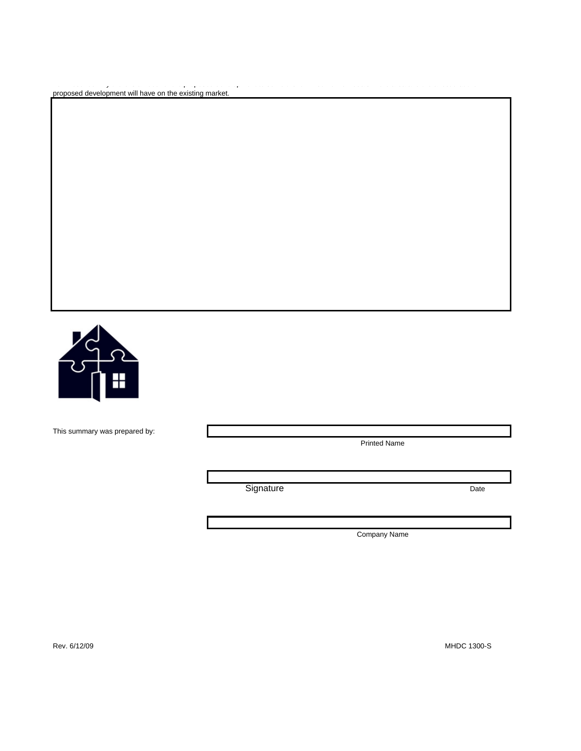proposed development will have on the existing market.

This summary was prepared by:

Printed Name

Signature

Date

Company Name

Rev. 6/12/09

MHDC 1300-S